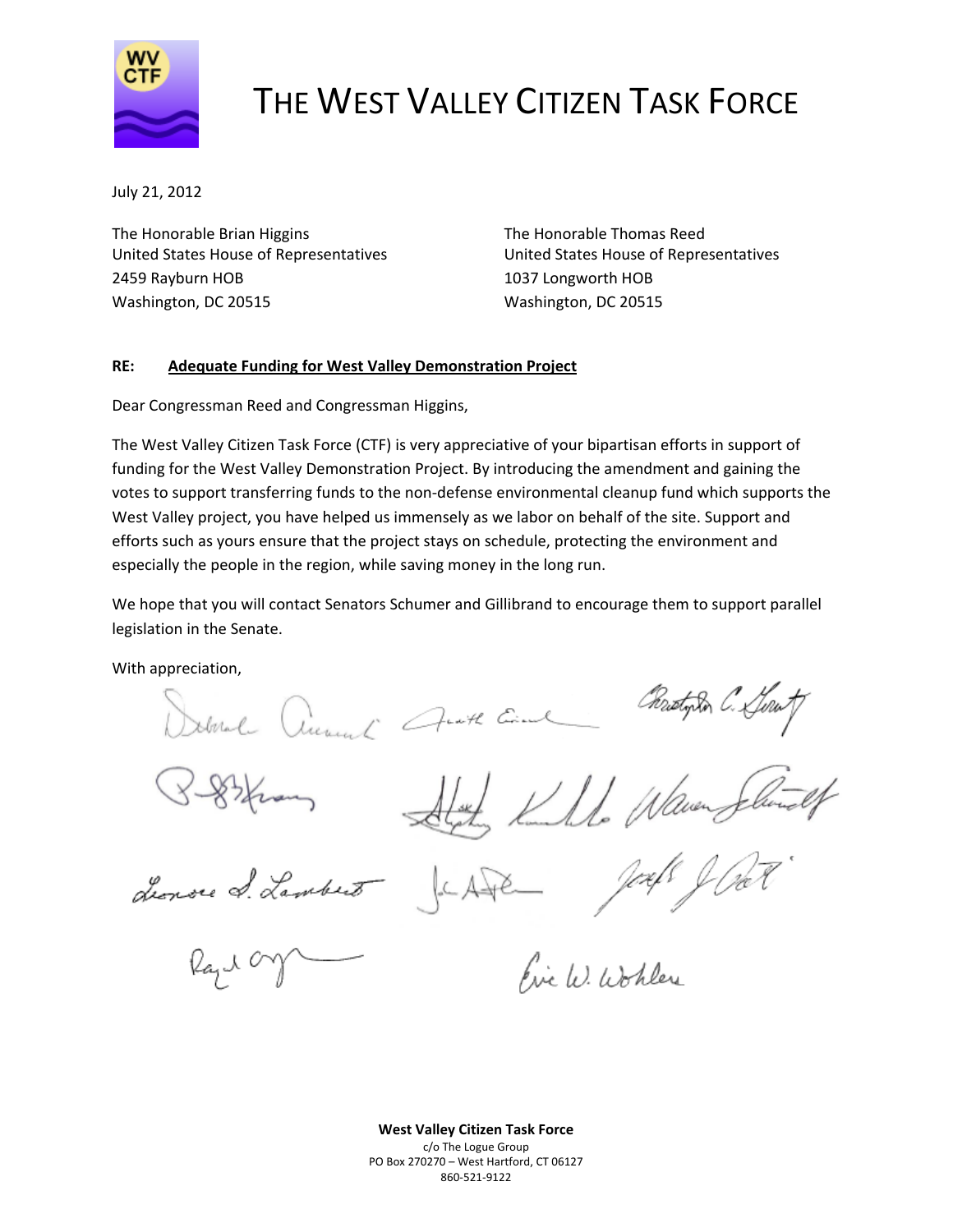# THE WEST VALLEY CITIZEN TASK FORCE

July 21, 2012

The Honorable Brian Higgins
United States House of Representatives
2459 Rayburn HOB
Washington, DC 20515

The Honorable Thomas Reed
United States House of Representatives
1037 Longworth HOB
Washington, DC 20515

**RE: Adequate Funding for West Valley Demonstration Project**

Dear Congressman Reed and Congressman Higgins,

The West Valley Citizen Task Force (CTF) is very appreciative of your bipartisan efforts in support of funding for the West Valley Demonstration Project. By introducing the amendment and gaining the votes to support transferring funds to the non-defense environmental cleanup fund which supports the West Valley project, you have helped us immensely as we labor on behalf of the site. Support and efforts such as yours ensure that the project stays on schedule, protecting the environment and especially the people in the region, while saving money in the long run.

We hope that you will contact Senators Schumer and Gillibrand to encourage them to support parallel legislation in the Senate.

With appreciation,

**West Valley Citizen Task Force**
c/o The Logue Group
PO Box 270270 – West Hartford, CT 06127
860-521-9122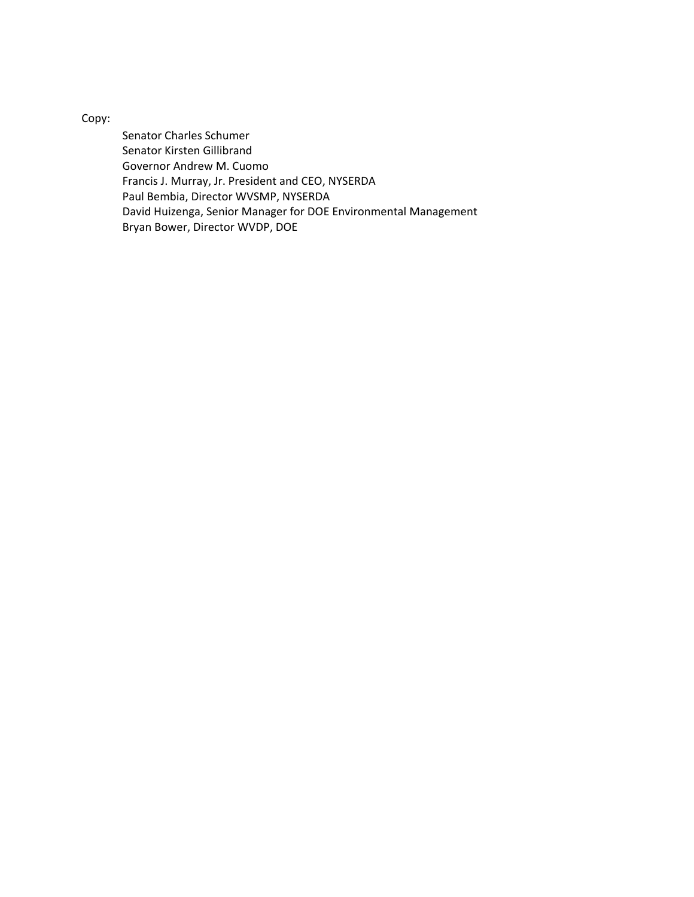Copy:

Senator Charles Schumer
Senator Kirsten Gillibrand
Governor Andrew M. Cuomo
Francis J. Murray, Jr. President and CEO, NYSERDA
Paul Bembia, Director WVSMP, NYSERDA
David Huizenga, Senior Manager for DOE Environmental Management
Bryan Bower, Director WVDP, DOE